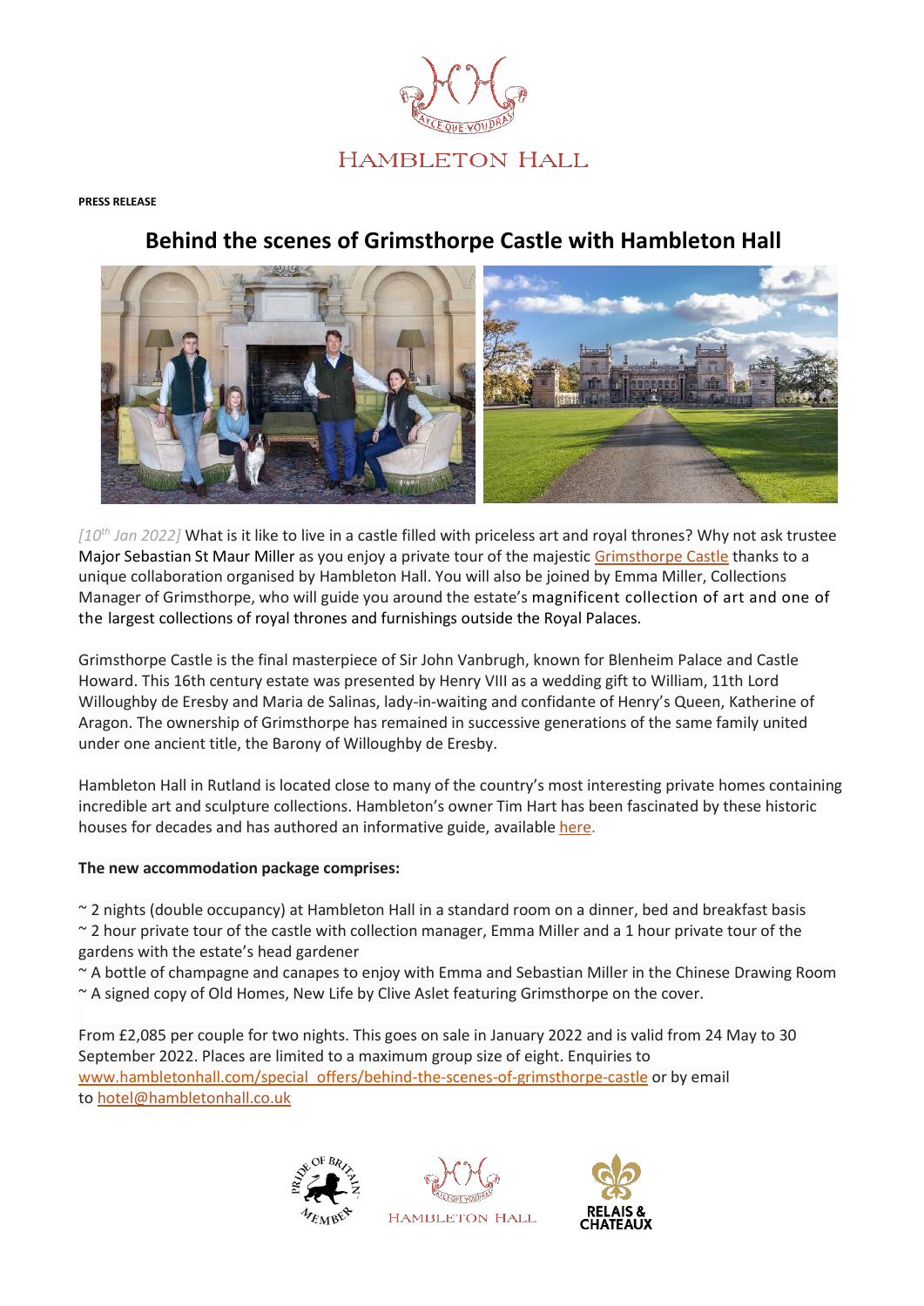HAMBLETON HALL

**PRESS RELEASE**

## Behind the scenes of Grimsthorpe Castle with Hambleton Hall

*[10th Jan 2022]* What is it like to live in a castle filled with priceless art and royal thrones? Why not ask trustee Major Sebastian St Maur Miller as you enjoy a private tour of the majestic Grimsthorpe Castle thanks to a unique collaboration organised by Hambleton Hall. You will also be joined by Emma Miller, Collections Manager of Grimsthorpe, who will guide you around the estate's magnificent collection of art and one of the largest collections of royal thrones and furnishings outside the Royal Palaces.

Grimsthorpe Castle is the final masterpiece of Sir John Vanbrugh, known for Blenheim Palace and Castle Howard. This 16th century estate was presented by Henry VIII as a wedding gift to William, 11th Lord Willoughby de Eresby and Maria de Salinas, lady-in-waiting and confidante of Henry's Queen, Katherine of Aragon. The ownership of Grimsthorpe has remained in successive generations of the same family united under one ancient title, the Barony of Willoughby de Eresby.

Hambleton Hall in Rutland is located close to many of the country's most interesting private homes containing incredible art and sculpture collections. Hambleton's owner Tim Hart has been fascinated by these historic houses for decades and has authored an informative guide, available here.

**The new accommodation package comprises:**

~ 2 nights (double occupancy) at Hambleton Hall in a standard room on a dinner, bed and breakfast basis
~ 2 hour private tour of the castle with collection manager, Emma Miller and a 1 hour private tour of the gardens with the estate's head gardener
~ A bottle of champagne and canapes to enjoy with Emma and Sebastian Miller in the Chinese Drawing Room
~ A signed copy of Old Homes, New Life by Clive Aslet featuring Grimsthorpe on the cover.

From £2,085 per couple for two nights. This goes on sale in January 2022 and is valid from 24 May to 30 September 2022. Places are limited to a maximum group size of eight. Enquiries to www.hambletonhall.com/special_offers/behind-the-scenes-of-grimsthorpe-castle or by email to hotel@hambletonhall.co.uk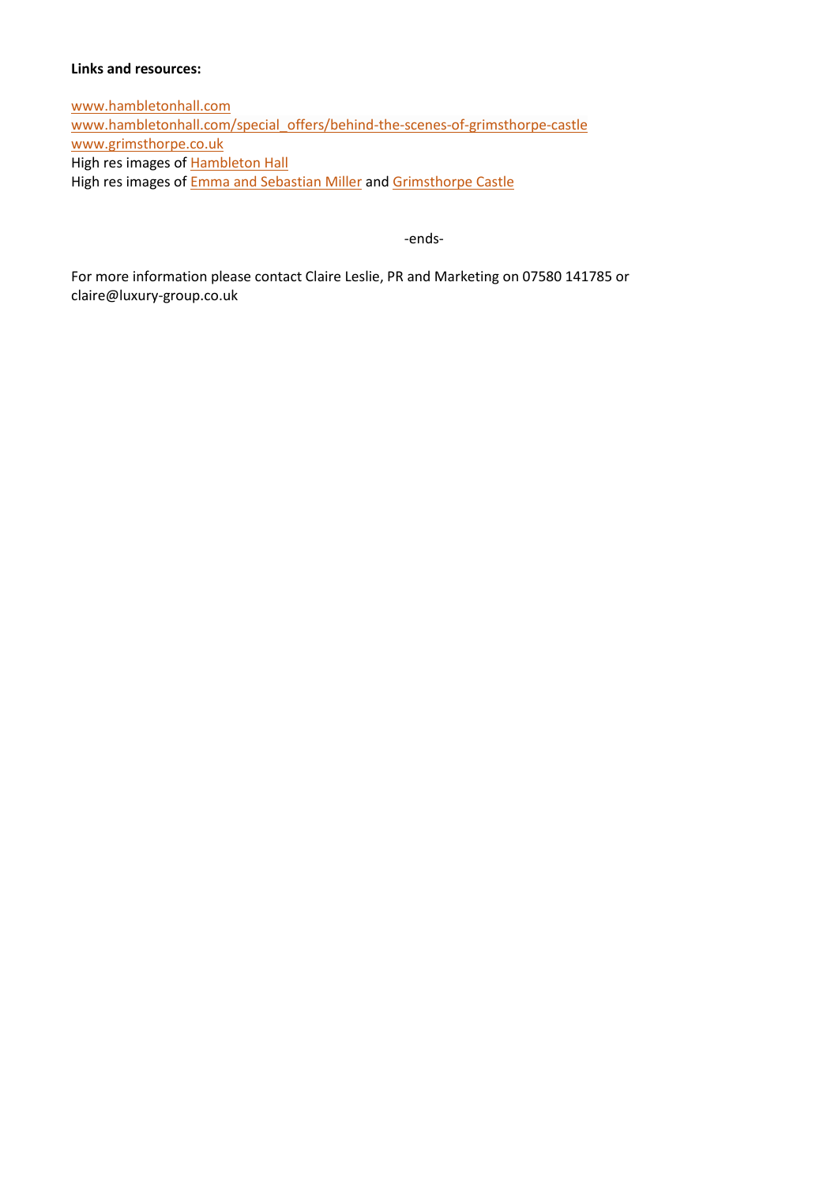**Links and resources:**

www.hambletonhall.com
www.hambletonhall.com/special_offers/behind-the-scenes-of-grimsthorpe-castle
www.grimsthorpe.co.uk
High res images of Hambleton Hall
High res images of Emma and Sebastian Miller and Grimsthorpe Castle

-ends-

For more information please contact Claire Leslie, PR and Marketing on 07580 141785 or claire@luxury-group.co.uk